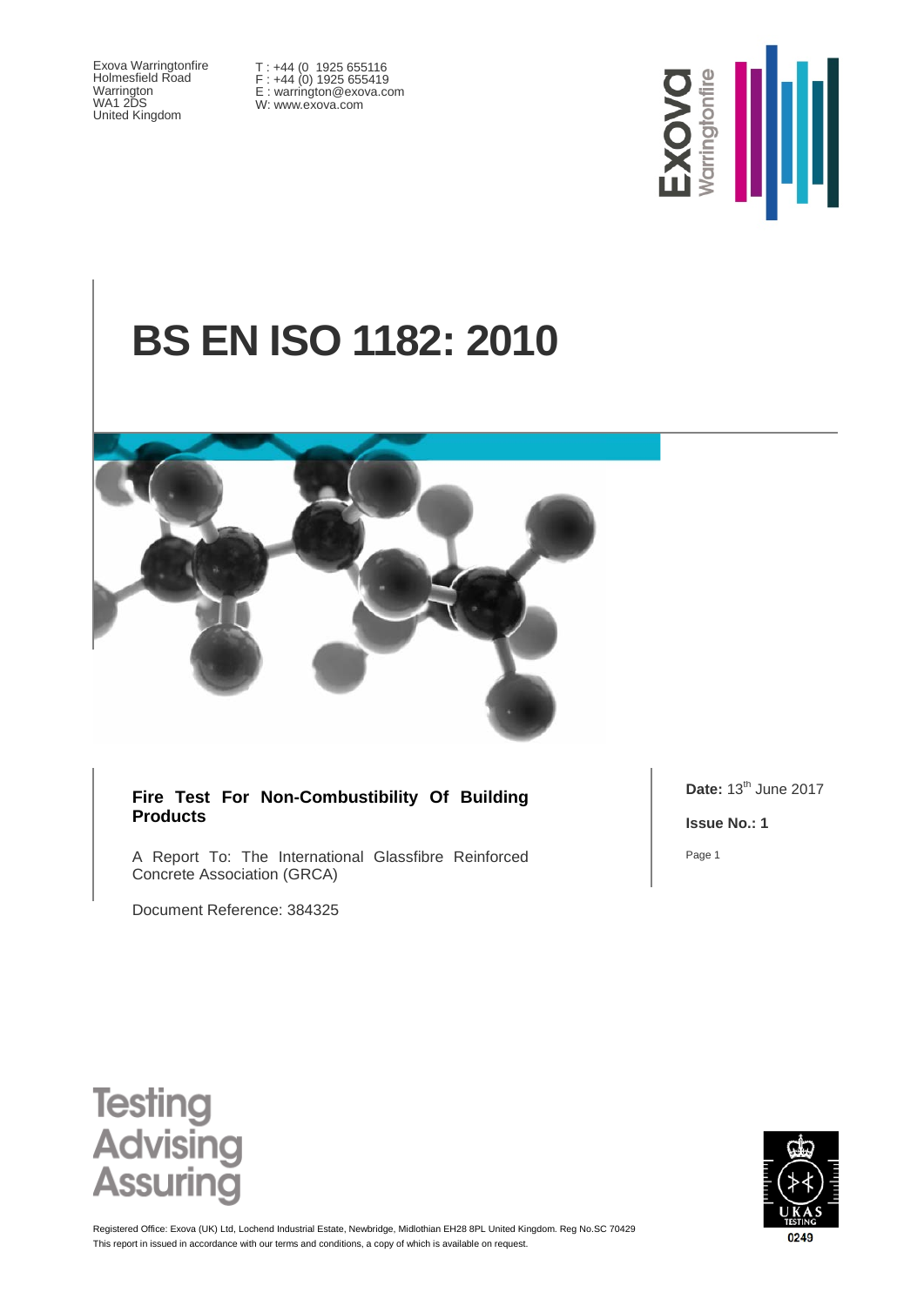Exova Warringtonfire
Holmesfield Road
Warrington
WA1 2DS
United Kingdom

T : +44 (0 1925 655116
F : +44 (0) 1925 655419
E : warrington@exova.com
W: www.exova.com

# BS EN ISO 1182: 2010

**Fire Test For Non-Combustibility Of Building Products**

A Report To: The International Glassfibre Reinforced Concrete Association (GRCA)

Document Reference: 384325

**Date:** 13th June 2017

**Issue No.: 1**

Testing
Advising
Assuring

Registered Office: Exova (UK) Ltd, Lochend Industrial Estate, Newbridge, Midlothian EH28 8PL United Kingdom. Reg No.SC 70429
This report in issued in accordance with our terms and conditions, a copy of which is available on request.

0249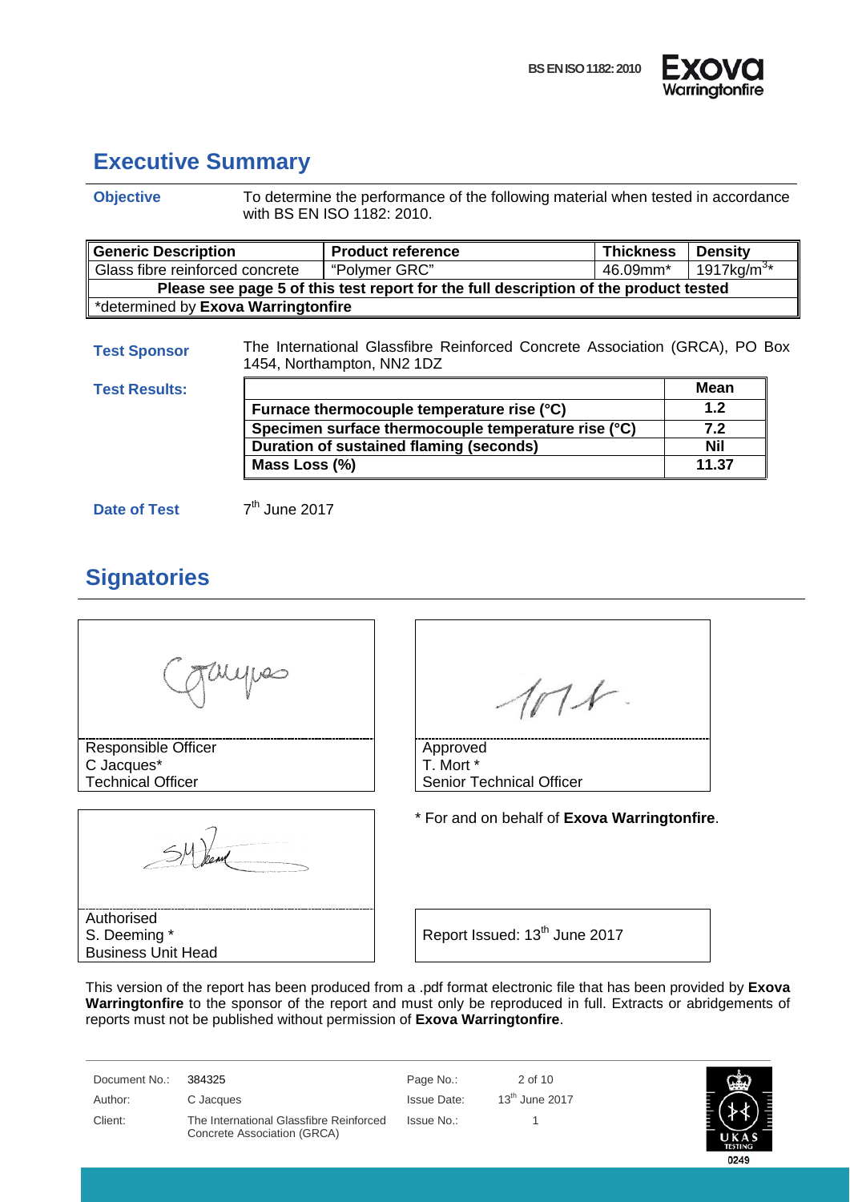## Executive Summary

**Objective** To determine the performance of the following material when tested in accordance with BS EN ISO 1182: 2010.

| Generic Description | Product reference | Thickness | Density |
|---|---|---|---|
| Glass fibre reinforced concrete | "Polymer GRC" | 46.09mm* | 1917kg/m$^3$* |
| **Please see page 5 of this test report for the full description of the product tested** | | | |
| *determined by **Exova Warringtonfire** | | | |

**Test Sponsor** The International Glassfibre Reinforced Concrete Association (GRCA), PO Box 1454, Northampton, NN2 1DZ

**Test Results:**

| | Mean |
|---|---|
| **Furnace thermocouple temperature rise (°C)** | **1.2** |
| **Specimen surface thermocouple temperature rise (°C)** | **7.2** |
| **Duration of sustained flaming (seconds)** | **Nil** |
| **Mass Loss (%)** | **11.37** |

**Date of Test** 7th June 2017

## Signatories

Responsible Officer
C Jacques*
Technical Officer

Approved
T. Mort *
Senior Technical Officer

Authorised
S. Deeming *
Business Unit Head

* For and on behalf of **Exova Warringtonfire**.

Report Issued: 13th June 2017

This version of the report has been produced from a .pdf format electronic file that has been provided by **Exova Warringtonfire** to the sponsor of the report and must only be reproduced in full. Extracts or abridgements of reports must not be published without permission of **Exova Warringtonfire**.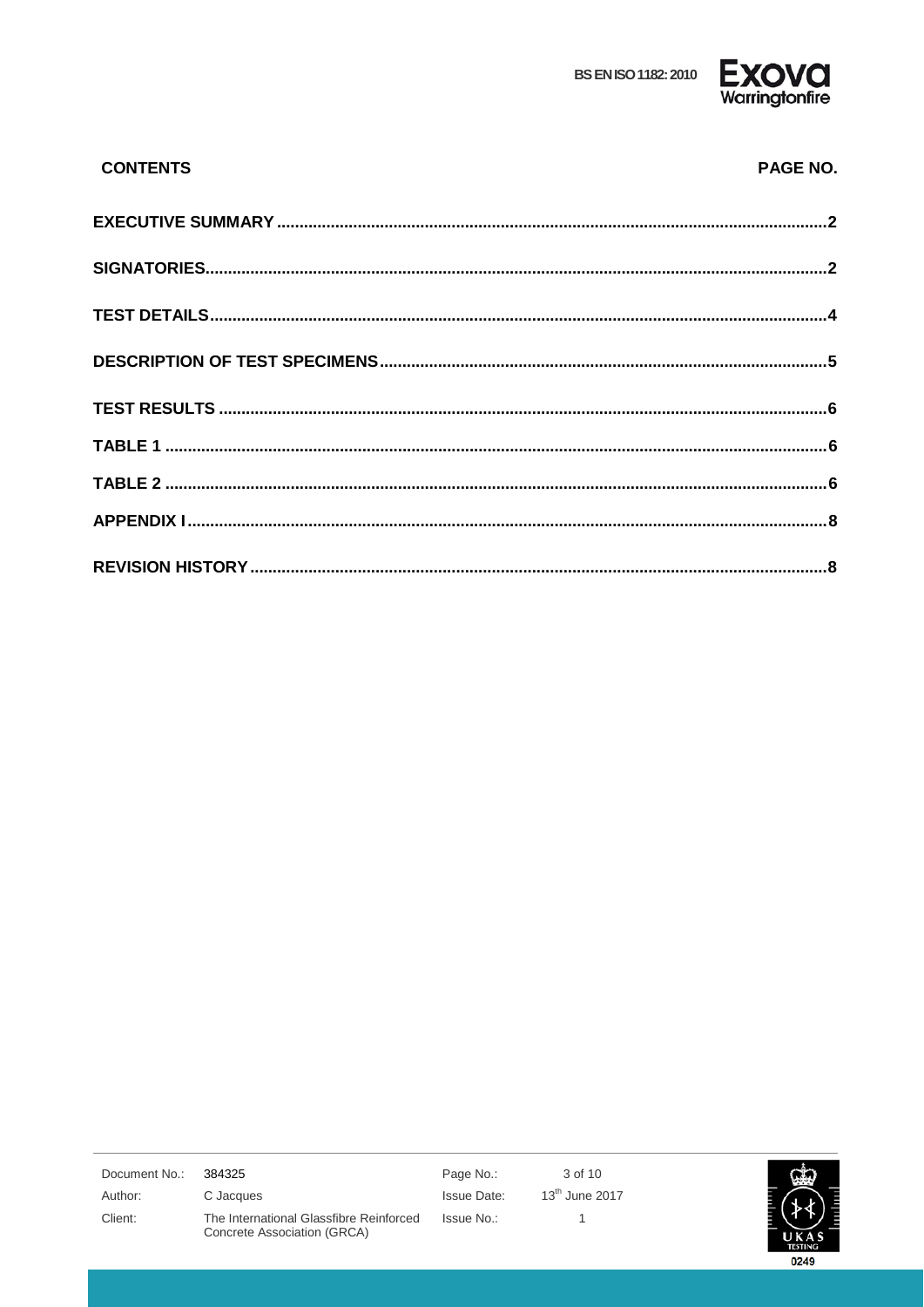## CONTENTS

| CONTENTS | PAGE NO. |
|---|---|
| **EXECUTIVE SUMMARY** | **2** |
| **SIGNATORIES** | **2** |
| **TEST DETAILS** | **4** |
| **DESCRIPTION OF TEST SPECIMENS** | **5** |
| **TEST RESULTS** | **6** |
| **TABLE 1** | **6** |
| **TABLE 2** | **6** |
| **APPENDIX I** | **8** |
| **REVISION HISTORY** | **8** |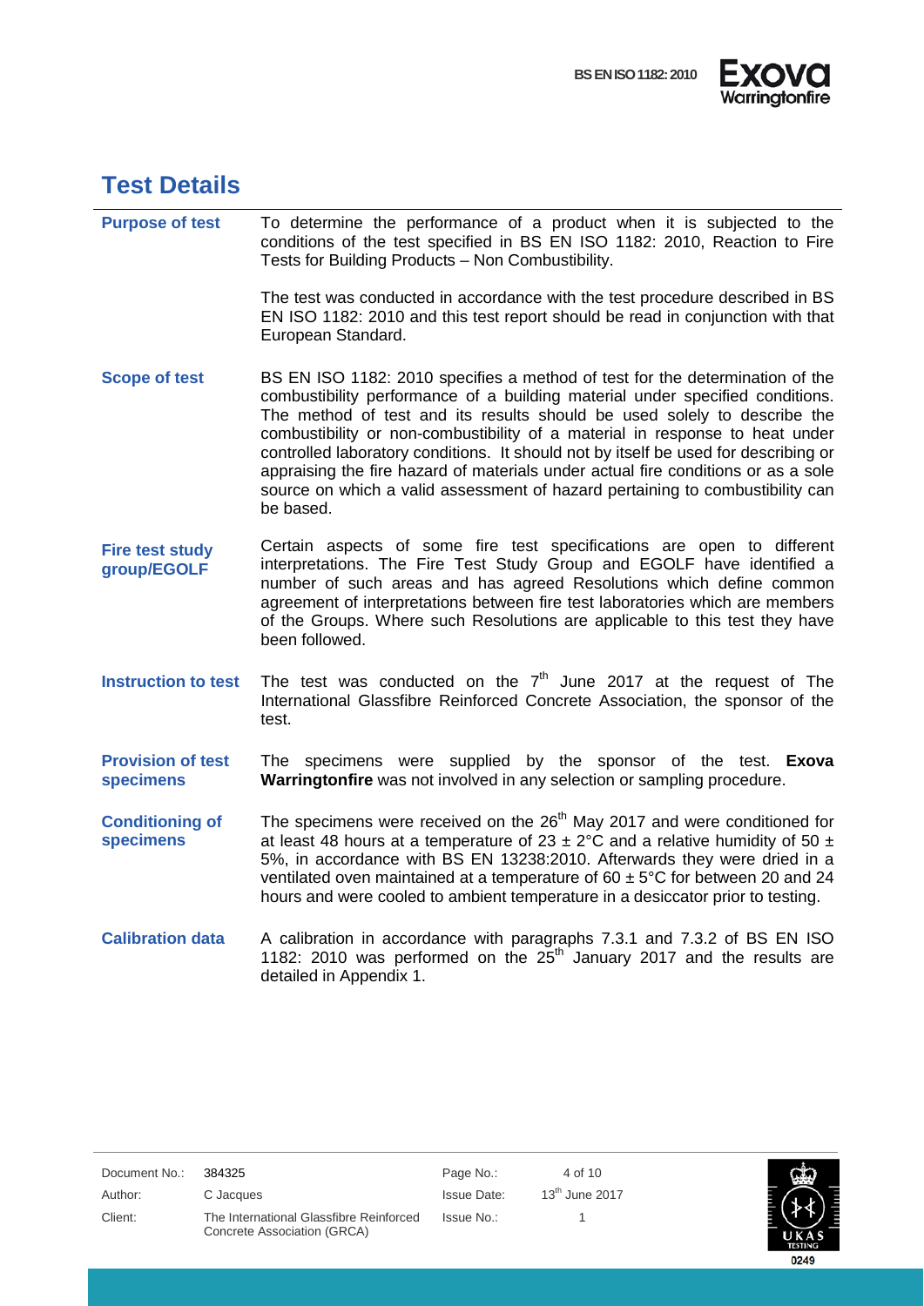# Test Details

**Purpose of test**

To determine the performance of a product when it is subjected to the conditions of the test specified in BS EN ISO 1182: 2010, Reaction to Fire Tests for Building Products – Non Combustibility.

The test was conducted in accordance with the test procedure described in BS EN ISO 1182: 2010 and this test report should be read in conjunction with that European Standard.

**Scope of test**

BS EN ISO 1182: 2010 specifies a method of test for the determination of the combustibility performance of a building material under specified conditions. The method of test and its results should be used solely to describe the combustibility or non-combustibility of a material in response to heat under controlled laboratory conditions. It should not by itself be used for describing or appraising the fire hazard of materials under actual fire conditions or as a sole source on which a valid assessment of hazard pertaining to combustibility can be based.

**Fire test study group/EGOLF**

Certain aspects of some fire test specifications are open to different interpretations. The Fire Test Study Group and EGOLF have identified a number of such areas and has agreed Resolutions which define common agreement of interpretations between fire test laboratories which are members of the Groups. Where such Resolutions are applicable to this test they have been followed.

**Instruction to test**

The test was conducted on the 7th June 2017 at the request of The International Glassfibre Reinforced Concrete Association, the sponsor of the test.

**Provision of test specimens**

The specimens were supplied by the sponsor of the test. **Exova Warringtonfire** was not involved in any selection or sampling procedure.

**Conditioning of specimens**

The specimens were received on the 26th May 2017 and were conditioned for at least 48 hours at a temperature of 23 ± 2°C and a relative humidity of 50 ± 5%, in accordance with BS EN 13238:2010. Afterwards they were dried in a ventilated oven maintained at a temperature of 60 ± 5°C for between 20 and 24 hours and were cooled to ambient temperature in a desiccator prior to testing.

**Calibration data**

A calibration in accordance with paragraphs 7.3.1 and 7.3.2 of BS EN ISO 1182: 2010 was performed on the 25th January 2017 and the results are detailed in Appendix 1.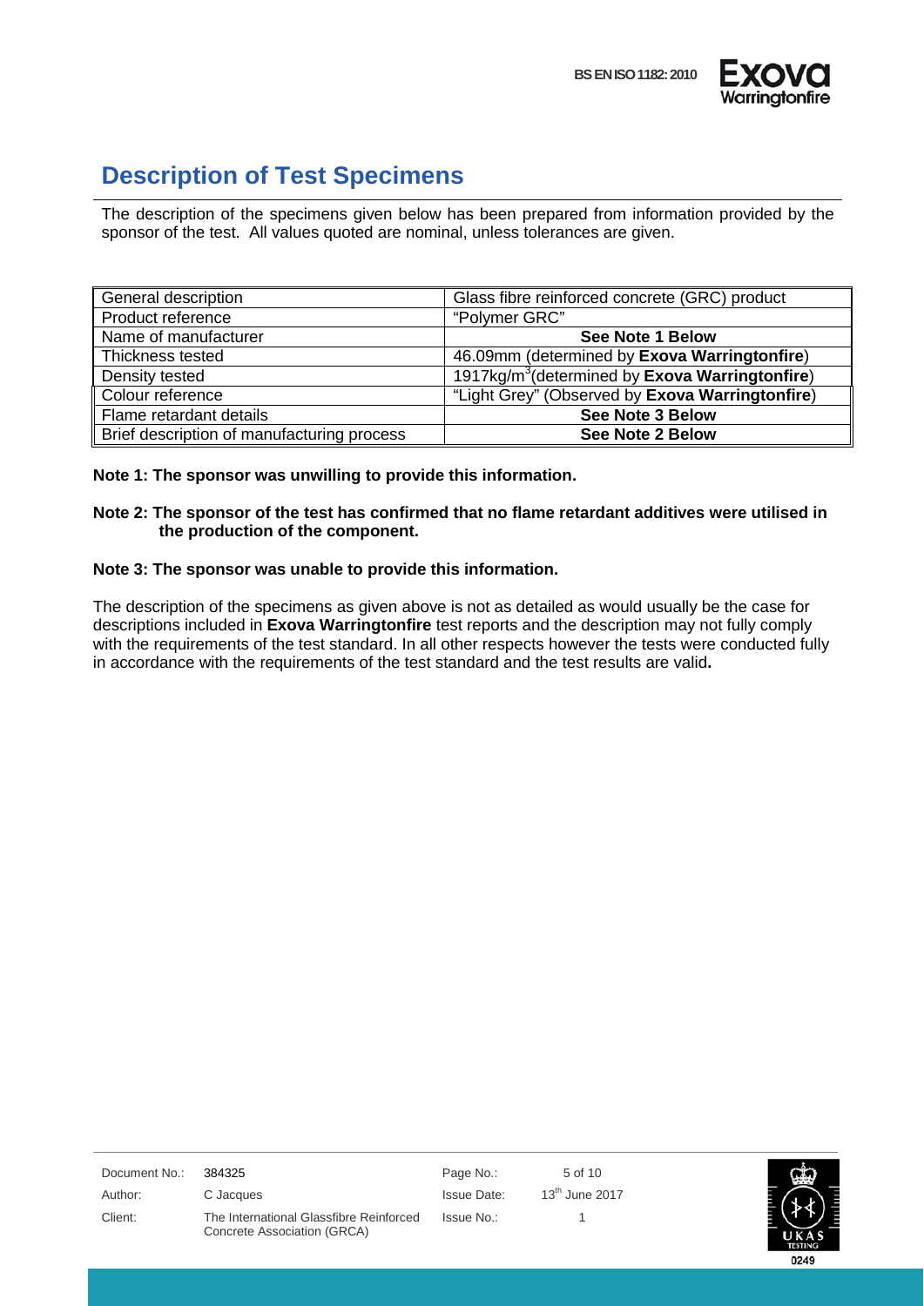## Description of Test Specimens

The description of the specimens given below has been prepared from information provided by the sponsor of the test. All values quoted are nominal, unless tolerances are given.

| | |
|---|---|
| General description | Glass fibre reinforced concrete (GRC) product |
| Product reference | "Polymer GRC" |
| Name of manufacturer | **See Note 1 Below** |
| Thickness tested | 46.09mm (determined by **Exova Warringtonfire**) |
| Density tested | 1917kg/m$^3$(determined by **Exova Warringtonfire**) |
| Colour reference | "Light Grey" (Observed by **Exova Warringtonfire**) |
| Flame retardant details | **See Note 3 Below** |
| Brief description of manufacturing process | **See Note 2 Below** |

**Note 1: The sponsor was unwilling to provide this information.**

**Note 2: The sponsor of the test has confirmed that no flame retardant additives were utilised in the production of the component.**

**Note 3: The sponsor was unable to provide this information.**

The description of the specimens as given above is not as detailed as would usually be the case for descriptions included in **Exova Warringtonfire** test reports and the description may not fully comply with the requirements of the test standard. In all other respects however the tests were conducted fully in accordance with the requirements of the test standard and the test results are valid**.**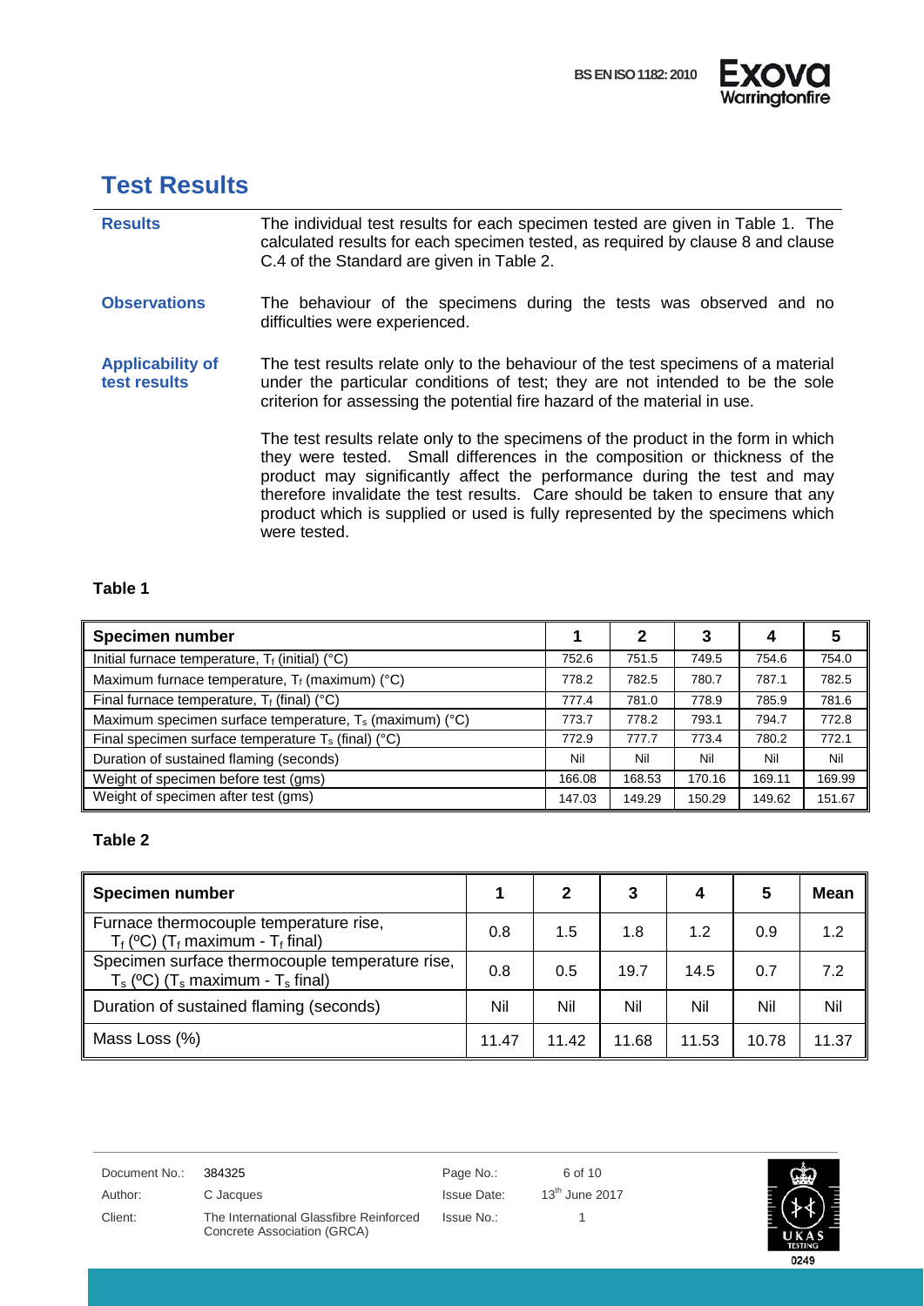# Test Results

**Results**

The individual test results for each specimen tested are given in Table 1. The calculated results for each specimen tested, as required by clause 8 and clause C.4 of the Standard are given in Table 2.

**Observations**

The behaviour of the specimens during the tests was observed and no difficulties were experienced.

**Applicability of test results**

The test results relate only to the behaviour of the test specimens of a material under the particular conditions of test; they are not intended to be the sole criterion for assessing the potential fire hazard of the material in use.

The test results relate only to the specimens of the product in the form in which they were tested. Small differences in the composition or thickness of the product may significantly affect the performance during the test and may therefore invalidate the test results. Care should be taken to ensure that any product which is supplied or used is fully represented by the specimens which were tested.

**Table 1**

| Specimen number | 1 | 2 | 3 | 4 | 5 |
|---|---|---|---|---|---|
| Initial furnace temperature, $T_f$ (initial) (°C) | 752.6 | 751.5 | 749.5 | 754.6 | 754.0 |
| Maximum furnace temperature, $T_f$ (maximum) (°C) | 778.2 | 782.5 | 780.7 | 787.1 | 782.5 |
| Final furnace temperature, $T_f$ (final) (°C) | 777.4 | 781.0 | 778.9 | 785.9 | 781.6 |
| Maximum specimen surface temperature, $T_s$ (maximum) (°C) | 773.7 | 778.2 | 793.1 | 794.7 | 772.8 |
| Final specimen surface temperature $T_s$ (final) (°C) | 772.9 | 777.7 | 773.4 | 780.2 | 772.1 |
| Duration of sustained flaming (seconds) | Nil | Nil | Nil | Nil | Nil |
| Weight of specimen before test (gms) | 166.08 | 168.53 | 170.16 | 169.11 | 169.99 |
| Weight of specimen after test (gms) | 147.03 | 149.29 | 150.29 | 149.62 | 151.67 |

**Table 2**

| Specimen number | 1 | 2 | 3 | 4 | 5 | Mean |
|---|---|---|---|---|---|---|
| Furnace thermocouple temperature rise, $T_f$ (ºC) ($T_f$ maximum - $T_f$ final) | 0.8 | 1.5 | 1.8 | 1.2 | 0.9 | 1.2 |
| Specimen surface thermocouple temperature rise, $T_s$ (ºC) ($T_s$ maximum - $T_s$ final) | 0.8 | 0.5 | 19.7 | 14.5 | 0.7 | 7.2 |
| Duration of sustained flaming (seconds) | Nil | Nil | Nil | Nil | Nil | Nil |
| Mass Loss (%) | 11.47 | 11.42 | 11.68 | 11.53 | 10.78 | 11.37 |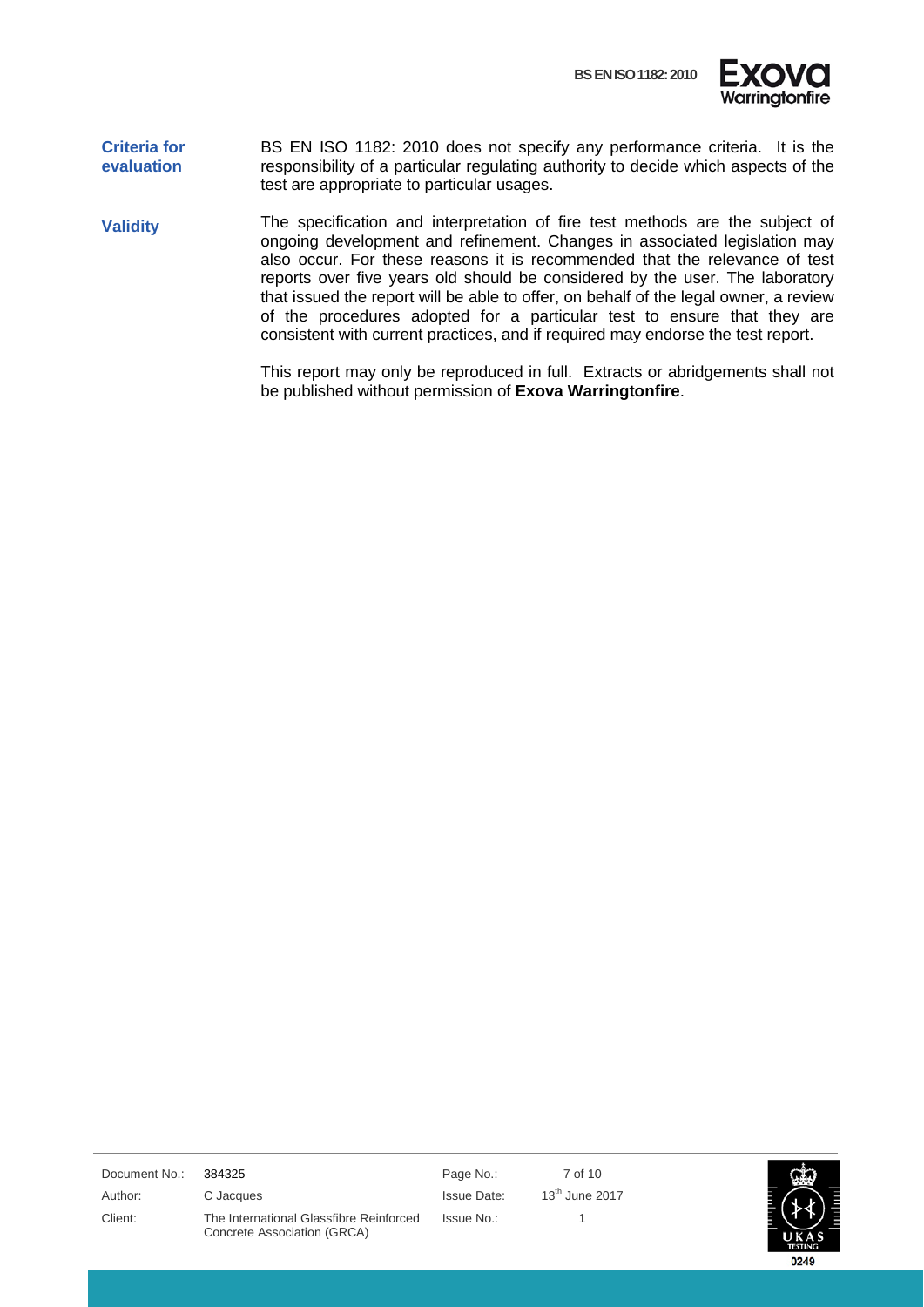**Criteria for evaluation**

BS EN ISO 1182: 2010 does not specify any performance criteria. It is the responsibility of a particular regulating authority to decide which aspects of the test are appropriate to particular usages.

**Validity**

The specification and interpretation of fire test methods are the subject of ongoing development and refinement. Changes in associated legislation may also occur. For these reasons it is recommended that the relevance of test reports over five years old should be considered by the user. The laboratory that issued the report will be able to offer, on behalf of the legal owner, a review of the procedures adopted for a particular test to ensure that they are consistent with current practices, and if required may endorse the test report.

This report may only be reproduced in full. Extracts or abridgements shall not be published without permission of **Exova Warringtonfire**.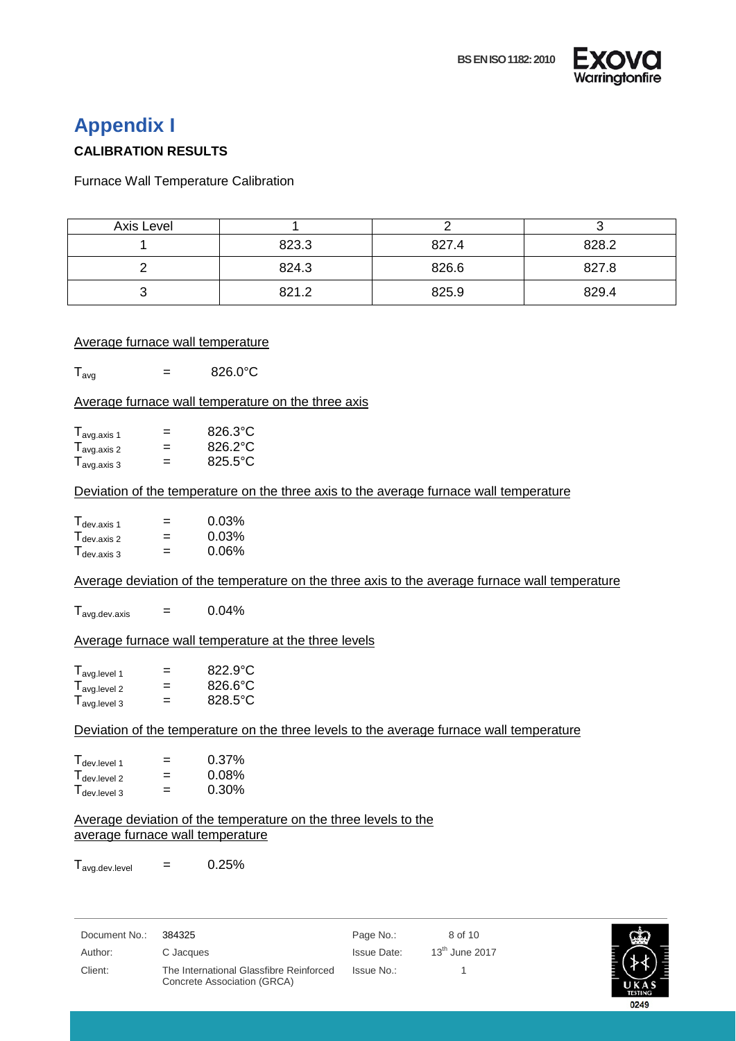# Appendix I

**CALIBRATION RESULTS**

Furnace Wall Temperature Calibration

| Axis Level | 1 | 2 | 3 |
|---|---|---|---|
| 1 | 823.3 | 827.4 | 828.2 |
| 2 | 824.3 | 826.6 | 827.8 |
| 3 | 821.2 | 825.9 | 829.4 |

Average furnace wall temperature

$T_{avg}$ = 826.0°C

Average furnace wall temperature on the three axis

$T_{avg.axis\ 1}$ = 826.3°C
$T_{avg.axis\ 2}$ = 826.2°C
$T_{avg.axis\ 3}$ = 825.5°C

Deviation of the temperature on the three axis to the average furnace wall temperature

$T_{dev.axis\ 1}$ = 0.03%
$T_{dev.axis\ 2}$ = 0.03%
$T_{dev.axis\ 3}$ = 0.06%

Average deviation of the temperature on the three axis to the average furnace wall temperature

$T_{avg.dev.axis}$ = 0.04%

Average furnace wall temperature at the three levels

$T_{avg.level\ 1}$ = 822.9°C
$T_{avg.level\ 2}$ = 826.6°C
$T_{avg.level\ 3}$ = 828.5°C

Deviation of the temperature on the three levels to the average furnace wall temperature

$T_{dev.level\ 1}$ = 0.37%
$T_{dev.level\ 2}$ = 0.08%
$T_{dev.level\ 3}$ = 0.30%

Average deviation of the temperature on the three levels to the average furnace wall temperature

$T_{avg.dev.level}$ = 0.25%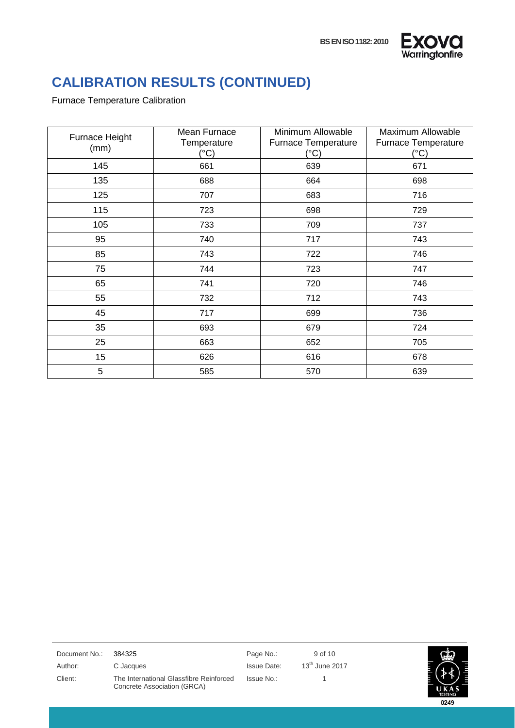# CALIBRATION RESULTS (CONTINUED)

Furnace Temperature Calibration

| Furnace Height (mm) | Mean Furnace Temperature (°C) | Minimum Allowable Furnace Temperature (°C) | Maximum Allowable Furnace Temperature (°C) |
|---|---|---|---|
| 145 | 661 | 639 | 671 |
| 135 | 688 | 664 | 698 |
| 125 | 707 | 683 | 716 |
| 115 | 723 | 698 | 729 |
| 105 | 733 | 709 | 737 |
| 95 | 740 | 717 | 743 |
| 85 | 743 | 722 | 746 |
| 75 | 744 | 723 | 747 |
| 65 | 741 | 720 | 746 |
| 55 | 732 | 712 | 743 |
| 45 | 717 | 699 | 736 |
| 35 | 693 | 679 | 724 |
| 25 | 663 | 652 | 705 |
| 15 | 626 | 616 | 678 |
| 5 | 585 | 570 | 639 |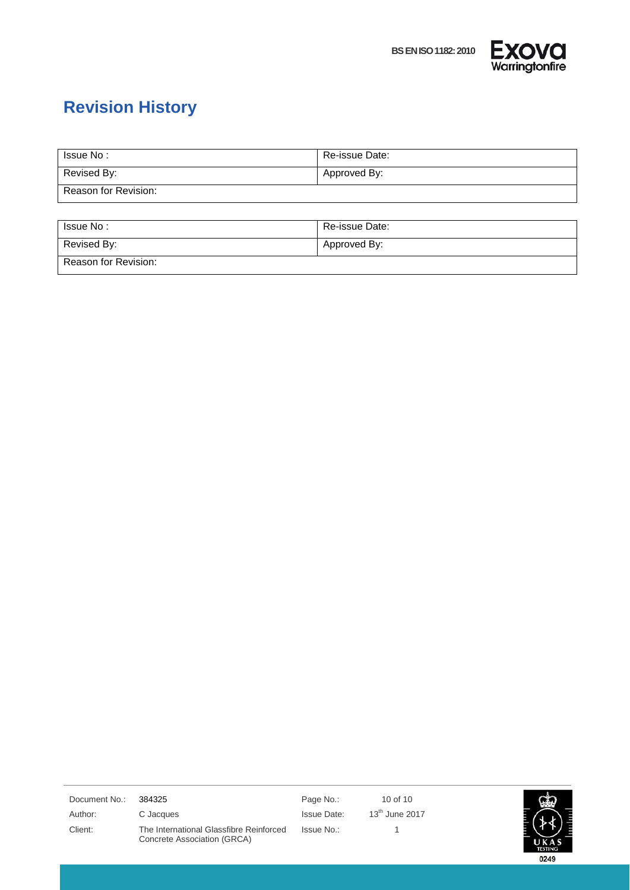# Revision History

| | |
|---|---|
| Issue No : | Re-issue Date: |
| Revised By: | Approved By: |
| Reason for Revision: | |

| | |
|---|---|
| Issue No : | Re-issue Date: |
| Revised By: | Approved By: |
| Reason for Revision: | |